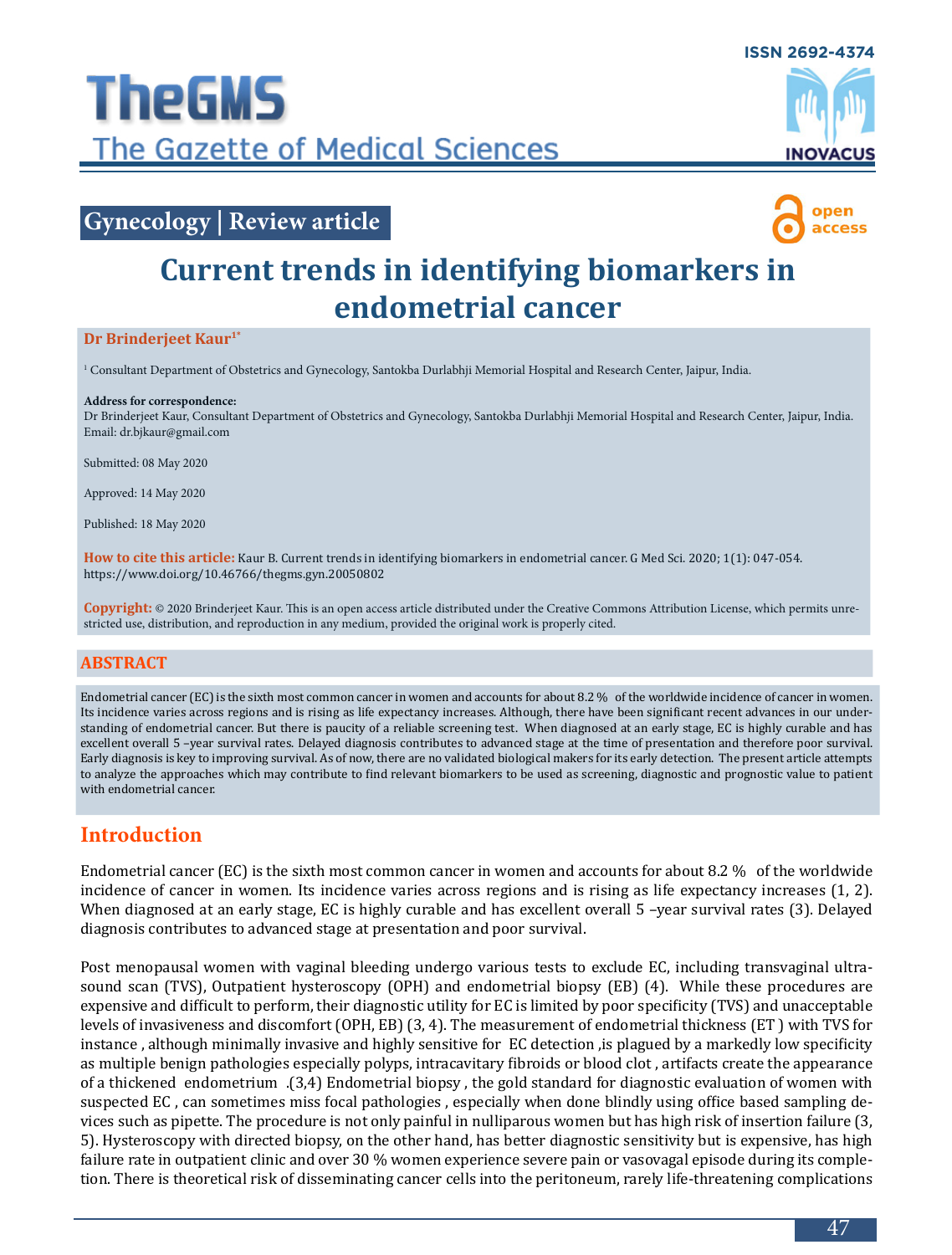ISSN 2692-4374

# TheGMS
The Gazette of Medical Sciences

Gynecology | Review article

open access

# Current trends in identifying biomarkers in endometrial cancer

**Dr Brinderjeet Kaur[1*]**

[1] Consultant Department of Obstetrics and Gynecology, Santokba Durlabhji Memorial Hospital and Research Center, Jaipur, India.

**Address for correspondence:**
Dr Brinderjeet Kaur, Consultant Department of Obstetrics and Gynecology, Santokba Durlabhji Memorial Hospital and Research Center, Jaipur, India.
Email: dr.bjkaur@gmail.com

Submitted: 08 May 2020

Approved: 14 May 2020

Published: 18 May 2020

**How to cite this article:** Kaur B. Current trends in identifying biomarkers in endometrial cancer. G Med Sci. 2020; 1(1): 047-054. https://www.doi.org/10.46766/thegms.gyn.20050802

**Copyright:** © 2020 Brinderjeet Kaur. This is an open access article distributed under the Creative Commons Attribution License, which permits unrestricted use, distribution, and reproduction in any medium, provided the original work is properly cited.

## ABSTRACT

Endometrial cancer (EC) is the sixth most common cancer in women and accounts for about 8.2 % of the worldwide incidence of cancer in women. Its incidence varies across regions and is rising as life expectancy increases. Although, there have been significant recent advances in our understanding of endometrial cancer. But there is paucity of a reliable screening test. When diagnosed at an early stage, EC is highly curable and has excellent overall 5 –year survival rates. Delayed diagnosis contributes to advanced stage at the time of presentation and therefore poor survival. Early diagnosis is key to improving survival. As of now, there are no validated biological makers for its early detection. The present article attempts to analyze the approaches which may contribute to find relevant biomarkers to be used as screening, diagnostic and prognostic value to patient with endometrial cancer.

## Introduction

Endometrial cancer (EC) is the sixth most common cancer in women and accounts for about 8.2 % of the worldwide incidence of cancer in women. Its incidence varies across regions and is rising as life expectancy increases (1, 2). When diagnosed at an early stage, EC is highly curable and has excellent overall 5 –year survival rates (3). Delayed diagnosis contributes to advanced stage at presentation and poor survival.

Post menopausal women with vaginal bleeding undergo various tests to exclude EC, including transvaginal ultrasound scan (TVS), Outpatient hysteroscopy (OPH) and endometrial biopsy (EB) (4). While these procedures are expensive and difficult to perform, their diagnostic utility for EC is limited by poor specificity (TVS) and unacceptable levels of invasiveness and discomfort (OPH, EB) (3, 4). The measurement of endometrial thickness (ET ) with TVS for instance , although minimally invasive and highly sensitive for EC detection ,is plagued by a markedly low specificity as multiple benign pathologies especially polyps, intracavitary fibroids or blood clot , artifacts create the appearance of a thickened endometrium .(3,4) Endometrial biopsy , the gold standard for diagnostic evaluation of women with suspected EC , can sometimes miss focal pathologies , especially when done blindly using office based sampling devices such as pipette. The procedure is not only painful in nulliparous women but has high risk of insertion failure (3, 5). Hysteroscopy with directed biopsy, on the other hand, has better diagnostic sensitivity but is expensive, has high failure rate in outpatient clinic and over 30 % women experience severe pain or vasovagal episode during its completion. There is theoretical risk of disseminating cancer cells into the peritoneum, rarely life-threatening complications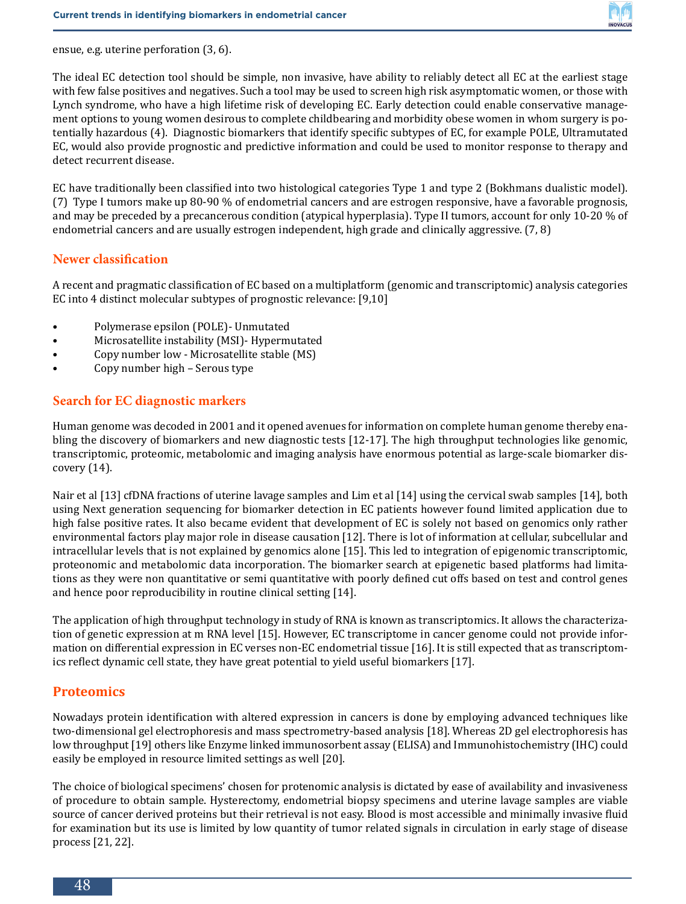ensue, e.g. uterine perforation (3, 6).

The ideal EC detection tool should be simple, non invasive, have ability to reliably detect all EC at the earliest stage with few false positives and negatives. Such a tool may be used to screen high risk asymptomatic women, or those with Lynch syndrome, who have a high lifetime risk of developing EC. Early detection could enable conservative management options to young women desirous to complete childbearing and morbidity obese women in whom surgery is potentially hazardous (4). Diagnostic biomarkers that identify specific subtypes of EC, for example POLE, Ultramutated EC, would also provide prognostic and predictive information and could be used to monitor response to therapy and detect recurrent disease.

EC have traditionally been classified into two histological categories Type 1 and type 2 (Bokhmans dualistic model). (7) Type I tumors make up 80-90 % of endometrial cancers and are estrogen responsive, have a favorable prognosis, and may be preceded by a precancerous condition (atypical hyperplasia). Type II tumors, account for only 10-20 % of endometrial cancers and are usually estrogen independent, high grade and clinically aggressive. (7, 8)

## Newer classification

A recent and pragmatic classification of EC based on a multiplatform (genomic and transcriptomic) analysis categories EC into 4 distinct molecular subtypes of prognostic relevance: [9,10]

- Polymerase epsilon (POLE)- Unmutated
- Microsatellite instability (MSI)- Hypermutated
- Copy number low - Microsatellite stable (MS)
- Copy number high – Serous type

## Search for EC diagnostic markers

Human genome was decoded in 2001 and it opened avenues for information on complete human genome thereby enabling the discovery of biomarkers and new diagnostic tests [12-17]. The high throughput technologies like genomic, transcriptomic, proteomic, metabolomic and imaging analysis have enormous potential as large-scale biomarker discovery (14).

Nair et al [13] cfDNA fractions of uterine lavage samples and Lim et al [14] using the cervical swab samples [14], both using Next generation sequencing for biomarker detection in EC patients however found limited application due to high false positive rates. It also became evident that development of EC is solely not based on genomics only rather environmental factors play major role in disease causation [12]. There is lot of information at cellular, subcellular and intracellular levels that is not explained by genomics alone [15]. This led to integration of epigenomic transcriptomic, proteonomic and metabolomic data incorporation. The biomarker search at epigenetic based platforms had limitations as they were non quantitative or semi quantitative with poorly defined cut offs based on test and control genes and hence poor reproducibility in routine clinical setting [14].

The application of high throughput technology in study of RNA is known as transcriptomics. It allows the characterization of genetic expression at m RNA level [15]. However, EC transcriptome in cancer genome could not provide information on differential expression in EC verses non-EC endometrial tissue [16]. It is still expected that as transcriptomics reflect dynamic cell state, they have great potential to yield useful biomarkers [17].

## Proteomics

Nowadays protein identification with altered expression in cancers is done by employing advanced techniques like two-dimensional gel electrophoresis and mass spectrometry-based analysis [18]. Whereas 2D gel electrophoresis has low throughput [19] others like Enzyme linked immunosorbent assay (ELISA) and Immunohistochemistry (IHC) could easily be employed in resource limited settings as well [20].

The choice of biological specimens' chosen for protenomic analysis is dictated by ease of availability and invasiveness of procedure to obtain sample. Hysterectomy, endometrial biopsy specimens and uterine lavage samples are viable source of cancer derived proteins but their retrieval is not easy. Blood is most accessible and minimally invasive fluid for examination but its use is limited by low quantity of tumor related signals in circulation in early stage of disease process [21, 22].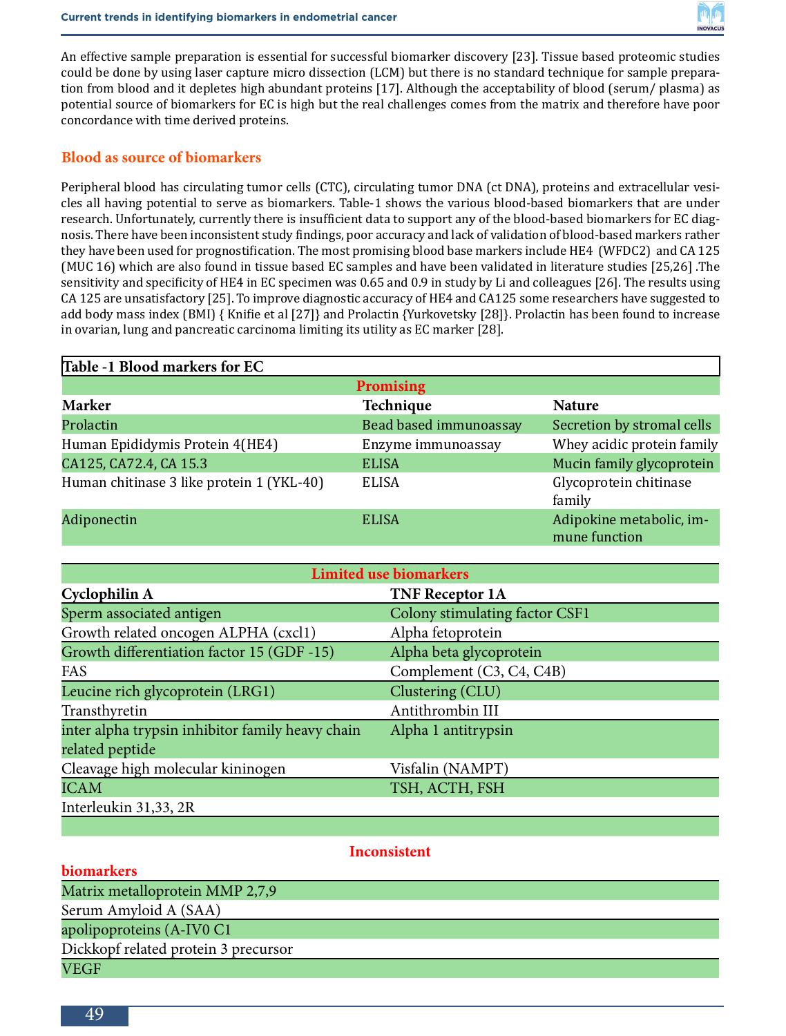An effective sample preparation is essential for successful biomarker discovery [23]. Tissue based proteomic studies could be done by using laser capture micro dissection (LCM) but there is no standard technique for sample preparation from blood and it depletes high abundant proteins [17]. Although the acceptability of blood (serum/ plasma) as potential source of biomarkers for EC is high but the real challenges comes from the matrix and therefore have poor concordance with time derived proteins.

## Blood as source of biomarkers

Peripheral blood has circulating tumor cells (CTC), circulating tumor DNA (ct DNA), proteins and extracellular vesicles all having potential to serve as biomarkers. Table-1 shows the various blood-based biomarkers that are under research. Unfortunately, currently there is insufficient data to support any of the blood-based biomarkers for EC diagnosis. There have been inconsistent study findings, poor accuracy and lack of validation of blood-based markers rather they have been used for prognostification. The most promising blood base markers include HE4 (WFDC2) and CA 125 (MUC 16) which are also found in tissue based EC samples and have been validated in literature studies [25,26] .The sensitivity and specificity of HE4 in EC specimen was 0.65 and 0.9 in study by Li and colleagues [26]. The results using CA 125 are unsatisfactory [25]. To improve diagnostic accuracy of HE4 and CA125 some researchers have suggested to add body mass index (BMI) { Knifie et al [27]} and Prolactin {Yurkovetsky [28]}. Prolactin has been found to increase in ovarian, lung and pancreatic carcinoma limiting its utility as EC marker [28].

**Table -1 Blood markers for EC**

| **Promising** | | |
|---|---|---|
| **Marker** | **Technique** | **Nature** |
| Prolactin | Bead based immunoassay | Secretion by stromal cells |
| Human Epididymis Protein 4(HE4) | Enzyme immunoassay | Whey acidic protein family |
| CA125, CA72.4, CA 15.3 | ELISA | Mucin family glycoprotein |
| Human chitinase 3 like protein 1 (YKL-40) | ELISA | Glycoprotein chitinase family |
| Adiponectin | ELISA | Adipokine metabolic, immune function |

| **Limited use biomarkers** | |
|---|---|
| **Cyclophilin A** | **TNF Receptor 1A** |
| Sperm associated antigen | Colony stimulating factor CSF1 |
| Growth related oncogen ALPHA (cxcl1) | Alpha fetoprotein |
| Growth differentiation factor 15 (GDF -15) | Alpha beta glycoprotein |
| FAS | Complement (C3, C4, C4B) |
| Leucine rich glycoprotein (LRG1) | Clustering (CLU) |
| Transthyretin | Antithrombin III |
| inter alpha trypsin inhibitor family heavy chain related peptide | Alpha 1 antitrypsin |
| Cleavage high molecular kininogen | Visfalin (NAMPT) |
| ICAM | TSH, ACTH, FSH |
| Interleukin 31,33, 2R | |

| **Inconsistent biomarkers** |
|---|
| Matrix metalloprotein MMP 2,7,9 |
| Serum Amyloid A (SAA) |
| apolipoproteins (A-IV0 C1 |
| Dickkopf related protein 3 precursor |
| VEGF |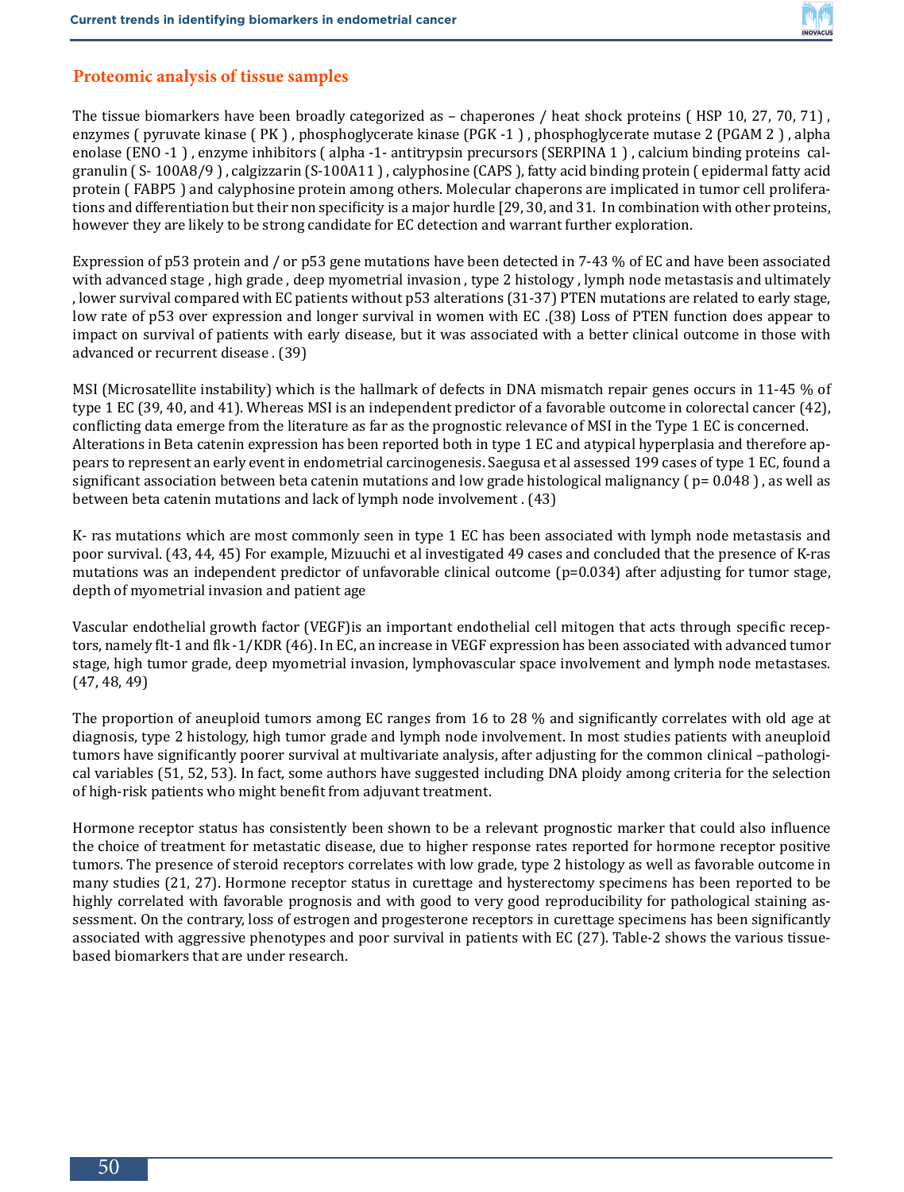## Proteomic analysis of tissue samples

The tissue biomarkers have been broadly categorized as – chaperones / heat shock proteins ( HSP 10, 27, 70, 71) , enzymes ( pyruvate kinase ( PK ) , phosphoglycerate kinase (PGK -1 ) , phosphoglycerate mutase 2 (PGAM 2 ) , alpha enolase (ENO -1 ) , enzyme inhibitors ( alpha -1- antitrypsin precursors (SERPINA 1 ) , calcium binding proteins calgranulin ( S- 100A8/9 ) , calgizzarin (S-100A11 ) , calyphosine (CAPS ), fatty acid binding protein ( epidermal fatty acid protein ( FABP5 ) and calyphosine protein among others. Molecular chaperons are implicated in tumor cell proliferations and differentiation but their non specificity is a major hurdle [29, 30, and 31. In combination with other proteins, however they are likely to be strong candidate for EC detection and warrant further exploration.

Expression of p53 protein and / or p53 gene mutations have been detected in 7-43 % of EC and have been associated with advanced stage , high grade , deep myometrial invasion , type 2 histology , lymph node metastasis and ultimately , lower survival compared with EC patients without p53 alterations (31-37) PTEN mutations are related to early stage, low rate of p53 over expression and longer survival in women with EC .(38) Loss of PTEN function does appear to impact on survival of patients with early disease, but it was associated with a better clinical outcome in those with advanced or recurrent disease . (39)

MSI (Microsatellite instability) which is the hallmark of defects in DNA mismatch repair genes occurs in 11-45 % of type 1 EC (39, 40, and 41). Whereas MSI is an independent predictor of a favorable outcome in colorectal cancer (42), conflicting data emerge from the literature as far as the prognostic relevance of MSI in the Type 1 EC is concerned. Alterations in Beta catenin expression has been reported both in type 1 EC and atypical hyperplasia and therefore appears to represent an early event in endometrial carcinogenesis. Saegusa et al assessed 199 cases of type 1 EC, found a significant association between beta catenin mutations and low grade histological malignancy ( p= 0.048 ) , as well as between beta catenin mutations and lack of lymph node involvement . (43)

K- ras mutations which are most commonly seen in type 1 EC has been associated with lymph node metastasis and poor survival. (43, 44, 45) For example, Mizuuchi et al investigated 49 cases and concluded that the presence of K-ras mutations was an independent predictor of unfavorable clinical outcome (p=0.034) after adjusting for tumor stage, depth of myometrial invasion and patient age

Vascular endothelial growth factor (VEGF)is an important endothelial cell mitogen that acts through specific receptors, namely flt-1 and flk -1/KDR (46). In EC, an increase in VEGF expression has been associated with advanced tumor stage, high tumor grade, deep myometrial invasion, lymphovascular space involvement and lymph node metastases. (47, 48, 49)

The proportion of aneuploid tumors among EC ranges from 16 to 28 % and significantly correlates with old age at diagnosis, type 2 histology, high tumor grade and lymph node involvement. In most studies patients with aneuploid tumors have significantly poorer survival at multivariate analysis, after adjusting for the common clinical –pathological variables (51, 52, 53). In fact, some authors have suggested including DNA ploidy among criteria for the selection of high-risk patients who might benefit from adjuvant treatment.

Hormone receptor status has consistently been shown to be a relevant prognostic marker that could also influence the choice of treatment for metastatic disease, due to higher response rates reported for hormone receptor positive tumors. The presence of steroid receptors correlates with low grade, type 2 histology as well as favorable outcome in many studies (21, 27). Hormone receptor status in curettage and hysterectomy specimens has been reported to be highly correlated with favorable prognosis and with good to very good reproducibility for pathological staining assessment. On the contrary, loss of estrogen and progesterone receptors in curettage specimens has been significantly associated with aggressive phenotypes and poor survival in patients with EC (27). Table-2 shows the various tissue-based biomarkers that are under research.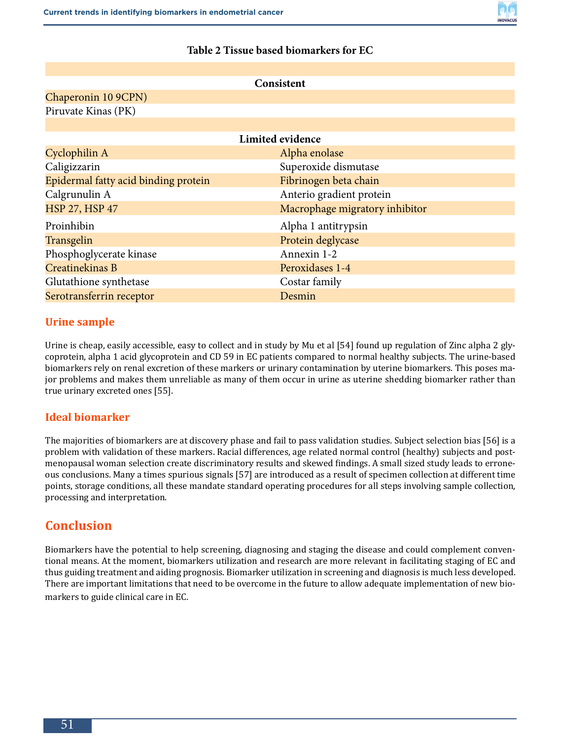**Table 2 Tissue based biomarkers for EC**

| | |
|---|---|
| **Consistent** | |
| Chaperonin 10 9CPN) | |
| Piruvate Kinas (PK) | |
| **Limited evidence** | |
| Cyclophilin A | Alpha enolase |
| Caligizzarin | Superoxide dismutase |
| Epidermal fatty acid binding protein | Fibrinogen beta chain |
| Calgrunulin A | Anterio gradient protein |
| HSP 27, HSP 47 | Macrophage migratory inhibitor |
| Proinhibin | Alpha 1 antitrypsin |
| Transgelin | Protein deglycase |
| Phosphoglycerate kinase | Annexin 1-2 |
| Creatinekinas B | Peroxidases 1-4 |
| Glutathione synthetase | Costar family |
| Serotransferrin receptor | Desmin |

### Urine sample

Urine is cheap, easily accessible, easy to collect and in study by Mu et al [54] found up regulation of Zinc alpha 2 glycoprotein, alpha 1 acid glycoprotein and CD 59 in EC patients compared to normal healthy subjects. The urine-based biomarkers rely on renal excretion of these markers or urinary contamination by uterine biomarkers. This poses major problems and makes them unreliable as many of them occur in urine as uterine shedding biomarker rather than true urinary excreted ones [55].

### Ideal biomarker

The majorities of biomarkers are at discovery phase and fail to pass validation studies. Subject selection bias [56] is a problem with validation of these markers. Racial differences, age related normal control (healthy) subjects and postmenopausal woman selection create discriminatory results and skewed findings. A small sized study leads to erroneous conclusions. Many a times spurious signals [57] are introduced as a result of specimen collection at different time points, storage conditions, all these mandate standard operating procedures for all steps involving sample collection, processing and interpretation.

## Conclusion

Biomarkers have the potential to help screening, diagnosing and staging the disease and could complement conventional means. At the moment, biomarkers utilization and research are more relevant in facilitating staging of EC and thus guiding treatment and aiding prognosis. Biomarker utilization in screening and diagnosis is much less developed. There are important limitations that need to be overcome in the future to allow adequate implementation of new biomarkers to guide clinical care in EC.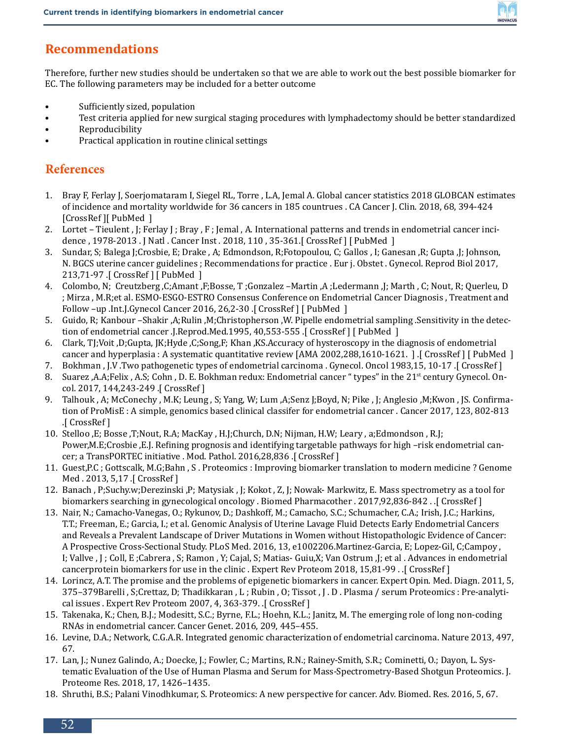## Recommendations

Therefore, further new studies should be undertaken so that we are able to work out the best possible biomarker for EC. The following parameters may be included for a better outcome

- Sufficiently sized, population
- Test criteria applied for new surgical staging procedures with lymphadectomy should be better standardized
- Reproducibility
- Practical application in routine clinical settings

## References

1. Bray F, Ferlay J, Soerjomataram I, Siegel RL, Torre , L.A, Jemal A. Global cancer statistics 2018 GLOBCAN estimates of incidence and mortality worldwide for 36 cancers in 185 countrues . CA Cancer J. Clin. 2018, 68, 394-424 [CrossRef ][ PubMed ]
2. Lortet – Tieulent , J; Ferlay J ; Bray , F ; Jemal , A. International patterns and trends in endometrial cancer incidence , 1978-2013 . J Natl . Cancer Inst . 2018, 110 , 35-361.[ CrossRef ] [ PubMed ]
3. Sundar, S; Balega J;Crosbie, E; Drake , A; Edmondson, R;Fotopoulou, C; Gallos , I; Ganesan ,R; Gupta ,J; Johnson, N. BGCS uterine cancer guidelines ; Recommendations for practice . Eur j. Obstet . Gynecol. Reprod Biol 2017, 213,71-97 .[ CrossRef ] [ PubMed ]
4. Colombo, N; Creutzberg ,C;Amant ,F;Bosse, T ;Gonzalez –Martin ,A ;Ledermann ,J; Marth , C; Nout, R; Querleu, D ; Mirza , M.R;et al. ESMO-ESGO-ESTRO Consensus Conference on Endometrial Cancer Diagnosis , Treatment and Follow –up .Int.J.Gynecol Cancer 2016, 26,2-30 .[ CrossRef ] [ PubMed ]
5. Guido, R; Kanbour –Shakir ,A;Rulin ,M;Christopherson ,W. Pipelle endometrial sampling .Sensitivity in the detection of endometrial cancer .J.Reprod.Med.1995, 40,553-555 .[ CrossRef ] [ PubMed ]
6. Clark, TJ;Voit ,D;Gupta, JK;Hyde ,C;Song,F; Khan ,KS.Accuracy of hysteroscopy in the diagnosis of endometrial cancer and hyperplasia : A systematic quantitative review [AMA 2002,288,1610-1621. ] .[ CrossRef ] [ PubMed ]
7. Bokhman , J.V .Two pathogenetic types of endometrial carcinoma . Gynecol. Oncol 1983,15, 10-17 .[ CrossRef ]
8. Suarez ,A.A;Felix , A.S; Cohn , D. E. Bokhman redux: Endometrial cancer “ types” in the 21st century Gynecol. Oncol. 2017, 144,243-249 .[ CrossRef ]
9. Talhouk , A; McConechy , M.K; Leung , S; Yang, W; Lum ,A;Senz J;Boyd, N; Pike , J; Anglesio ,M;Kwon , JS. Confirmation of ProMisE : A simple, genomics based clinical classifer for endometrial cancer . Cancer 2017, 123, 802-813 .[ CrossRef ]
10. Stelloo ,E; Bosse ,T;Nout, R.A; MacKay , H.J;Church, D.N; Nijman, H.W; Leary , a;Edmondson , R.J; Power,M.E;Crosbie ,E.J. Refining prognosis and identifying targetable pathways for high –risk endometrial cancer; a TransPORTEC initiative . Mod. Pathol. 2016,28,836 .[ CrossRef ]
11. Guest,P.C ; Gottscalk, M.G;Bahn , S . Proteomics : Improving biomarker translation to modern medicine ? Genome Med . 2013, 5,17 .[ CrossRef ]
12. Banach , P;Suchy.w;Derezinski ,P; Matysiak , J; Kokot , Z, J; Nowak- Markwitz, E. Mass spectrometry as a tool for biomarkers searching in gynecological oncology . Biomed Pharmacother . 2017,92,836-842 . .[ CrossRef ]
13. Nair, N.; Camacho-Vanegas, O.; Rykunov, D.; Dashkoff, M.; Camacho, S.C.; Schumacher, C.A.; Irish, J.C.; Harkins, T.T.; Freeman, E.; Garcia, I.; et al. Genomic Analysis of Uterine Lavage Fluid Detects Early Endometrial Cancers and Reveals a Prevalent Landscape of Driver Mutations in Women without Histopathologic Evidence of Cancer: A Prospective Cross-Sectional Study. PLoS Med. 2016, 13, e1002206.Martinez-Garcia, E; Lopez-Gil, C;Campoy , I; Vallve , J ; Coll, E ;Cabrera , S; Ramon , Y; Cajal, S; Matias- Guiu,X; Van Ostrum ,J; et al . Advances in endometrial cancerprotein biomarkers for use in the clinic . Expert Rev Proteom 2018, 15,81-99 . .[ CrossRef ]
14. Lorincz, A.T. The promise and the problems of epigenetic biomarkers in cancer. Expert Opin. Med. Diagn. 2011, 5, 375–379Barelli , S;Crettaz, D; Thadikkaran , L ; Rubin , O; Tissot , J . D . Plasma / serum Proteomics : Pre-analytical issues . Expert Rev Proteom 2007, 4, 363-379. .[ CrossRef ]
15. Takenaka, K.; Chen, B.J.; Modesitt, S.C.; Byrne, F.L.; Hoehn, K.L.; Janitz, M. The emerging role of long non-coding RNAs in endometrial cancer. Cancer Genet. 2016, 209, 445–455.
16. Levine, D.A.; Network, C.G.A.R. Integrated genomic characterization of endometrial carcinoma. Nature 2013, 497, 67.
17. Lan, J.; Nunez Galindo, A.; Doecke, J.; Fowler, C.; Martins, R.N.; Rainey-Smith, S.R.; Cominetti, O.; Dayon, L. Systematic Evaluation of the Use of Human Plasma and Serum for Mass-Spectrometry-Based Shotgun Proteomics. J. Proteome Res. 2018, 17, 1426–1435.
18. Shruthi, B.S.; Palani Vinodhkumar, S. Proteomics: A new perspective for cancer. Adv. Biomed. Res. 2016, 5, 67.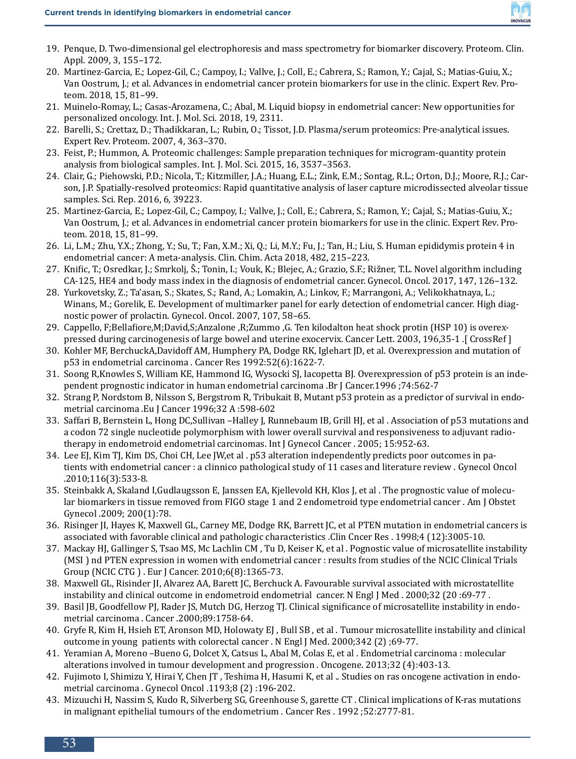19. Penque, D. Two-dimensional gel electrophoresis and mass spectrometry for biomarker discovery. Proteom. Clin. Appl. 2009, 3, 155–172.
20. Martinez-Garcia, E.; Lopez-Gil, C.; Campoy, I.; Vallve, J.; Coll, E.; Cabrera, S.; Ramon, Y.; Cajal, S.; Matias-Guiu, X.; Van Oostrum, J.; et al. Advances in endometrial cancer protein biomarkers for use in the clinic. Expert Rev. Proteom. 2018, 15, 81–99.
21. Muinelo-Romay, L.; Casas-Arozamena, C.; Abal, M. Liquid biopsy in endometrial cancer: New opportunities for personalized oncology. Int. J. Mol. Sci. 2018, 19, 2311.
22. Barelli, S.; Crettaz, D.; Thadikkaran, L.; Rubin, O.; Tissot, J.D. Plasma/serum proteomics: Pre-analytical issues. Expert Rev. Proteom. 2007, 4, 363–370.
23. Feist, P.; Hummon, A. Proteomic challenges: Sample preparation techniques for microgram-quantity protein analysis from biological samples. Int. J. Mol. Sci. 2015, 16, 3537–3563.
24. Clair, G.; Piehowski, P.D.; Nicola, T.; Kitzmiller, J.A.; Huang, E.L.; Zink, E.M.; Sontag, R.L.; Orton, D.J.; Moore, R.J.; Carson, J.P. Spatially-resolved proteomics: Rapid quantitative analysis of laser capture microdissected alveolar tissue samples. Sci. Rep. 2016, 6, 39223.
25. Martinez-Garcia, E.; Lopez-Gil, C.; Campoy, I.; Vallve, J.; Coll, E.; Cabrera, S.; Ramon, Y.; Cajal, S.; Matias-Guiu, X.; Van Oostrum, J.; et al. Advances in endometrial cancer protein biomarkers for use in the clinic. Expert Rev. Proteom. 2018, 15, 81–99.
26. Li, L.M.; Zhu, Y.X.; Zhong, Y.; Su, T.; Fan, X.M.; Xi, Q.; Li, M.Y.; Fu, J.; Tan, H.; Liu, S. Human epididymis protein 4 in endometrial cancer: A meta-analysis. Clin. Chim. Acta 2018, 482, 215–223.
27. Knific, T.; Osredkar, J.; Smrkolj, Š.; Tonin, I.; Vouk, K.; Blejec, A.; Grazio, S.F.; Rižner, T.L. Novel algorithm including CA-125, HE4 and body mass index in the diagnosis of endometrial cancer. Gynecol. Oncol. 2017, 147, 126–132.
28. Yurkovetsky, Z.; Ta'asan, S.; Skates, S.; Rand, A.; Lomakin, A.; Linkov, F.; Marrangoni, A.; Velikokhatnaya, L.; Winans, M.; Gorelik, E. Development of multimarker panel for early detection of endometrial cancer. High diagnostic power of prolactin. Gynecol. Oncol. 2007, 107, 58–65.
29. Cappello, F;Bellafiore,M;David,S;Anzalone ,R;Zummo ,G. Ten kilodalton heat shock protin (HSP 10) is overexpressed during carcinogenesis of large bowel and uterine exocervix. Cancer Lett. 2003, 196,35-1 .[ CrossRef ]
30. Kohler MF, BerchuckA,Davidoff AM, Humphery PA, Dodge RK, Iglehart JD, et al. Overexpression and mutation of p53 in endometrial carcinoma . Cancer Res 1992:52(6):1622-7.
31. Soong R,Knowles S, William KE, Hammond IG, Wysocki SJ, Iacopetta BJ. Overexpression of p53 protein is an independent prognostic indicator in human endometrial carcinoma .Br J Cancer.1996 ;74:562-7
32. Strang P, Nordstom B, Nilsson S, Bergstrom R, Tribukait B, Mutant p53 protein as a predictor of survival in endometrial carcinoma .Eu J Cancer 1996;32 A :598-602
33. Saffari B, Bernstein L, Hong DC,Sullivan –Halley J, Runnebaum IB, Grill HJ, et al . Association of p53 mutations and a codon 72 single nucleotide polymorphism with lower overall survival and responsiveness to adjuvant radiotherapy in endometrioid endometrial carcinomas. Int J Gynecol Cancer . 2005; 15:952-63.
34. Lee EJ, Kim TJ, Kim DS, Choi CH, Lee JW,et al . p53 alteration independently predicts poor outcomes in patients with endometrial cancer : a clinnico pathological study of 11 cases and literature review . Gynecol Oncol .2010;116(3):533-8.
35. Steinbakk A, Skaland I,Gudlaugsson E, Janssen EA, Kjellevold KH, Klos J, et al . The prognostic value of molecular biomarkers in tissue removed from FIGO stage 1 and 2 endometroid type endometrial cancer . Am J Obstet Gynecol .2009; 200(1):78.
36. Risinger JI, Hayes K, Maxwell GL, Carney ME, Dodge RK, Barrett JC, et al PTEN mutation in endometrial cancers is associated with favorable clinical and pathologic characteristics .Clin Cncer Res . 1998;4 (12):3005-10.
37. Mackay HJ, Gallinger S, Tsao MS, Mc Lachlin CM , Tu D, Keiser K, et al . Pognostic value of microsatellite instability (MSI ) nd PTEN expression in women with endometrial cancer : results from studies of the NCIC Clinical Trials Group (NCIC CTG ) . Eur J Cancer. 2010;6(8):1365-73.
38. Maxwell GL, Risinger JI, Alvarez AA, Barett JC, Berchuck A. Favourable survival associated with microstatellite instability and clinical outcome in endometroid endometrial cancer. N Engl J Med . 2000;32 (20 :69-77 .
39. Basil JB, Goodfellow PJ, Rader JS, Mutch DG, Herzog TJ. Clinical significance of microsatellite instability in endometrial carcinoma . Cancer .2000;89:1758-64.
40. Gryfe R, Kim H, Hsieh ET, Aronson MD, Holowaty EJ , Bull SB , et al . Tumour microsatellite instability and clinical outcome in young patients with colorectal cancer . N Engl J Med. 2000;342 (2) ;69-77.
41. Yeramian A, Moreno –Bueno G, Dolcet X, Catsus L, Abal M, Colas E, et al . Endometrial carcinoma : molecular alterations involved in tumour development and progression . Oncogene. 2013;32 (4):403-13.
42. Fujimoto I, Shimizu Y, Hirai Y, Chen JT , Teshima H, Hasumi K, et al .. Studies on ras oncogene activation in endometrial carcinoma . Gynecol Oncol .1193;8 (2) :196-202.
43. Mizuuchi H, Nassim S, Kudo R, Silverberg SG, Greenhouse S, garette CT . Clinical implications of K-ras mutations in malignant epithelial tumours of the endometrium . Cancer Res . 1992 ;52:2777-81.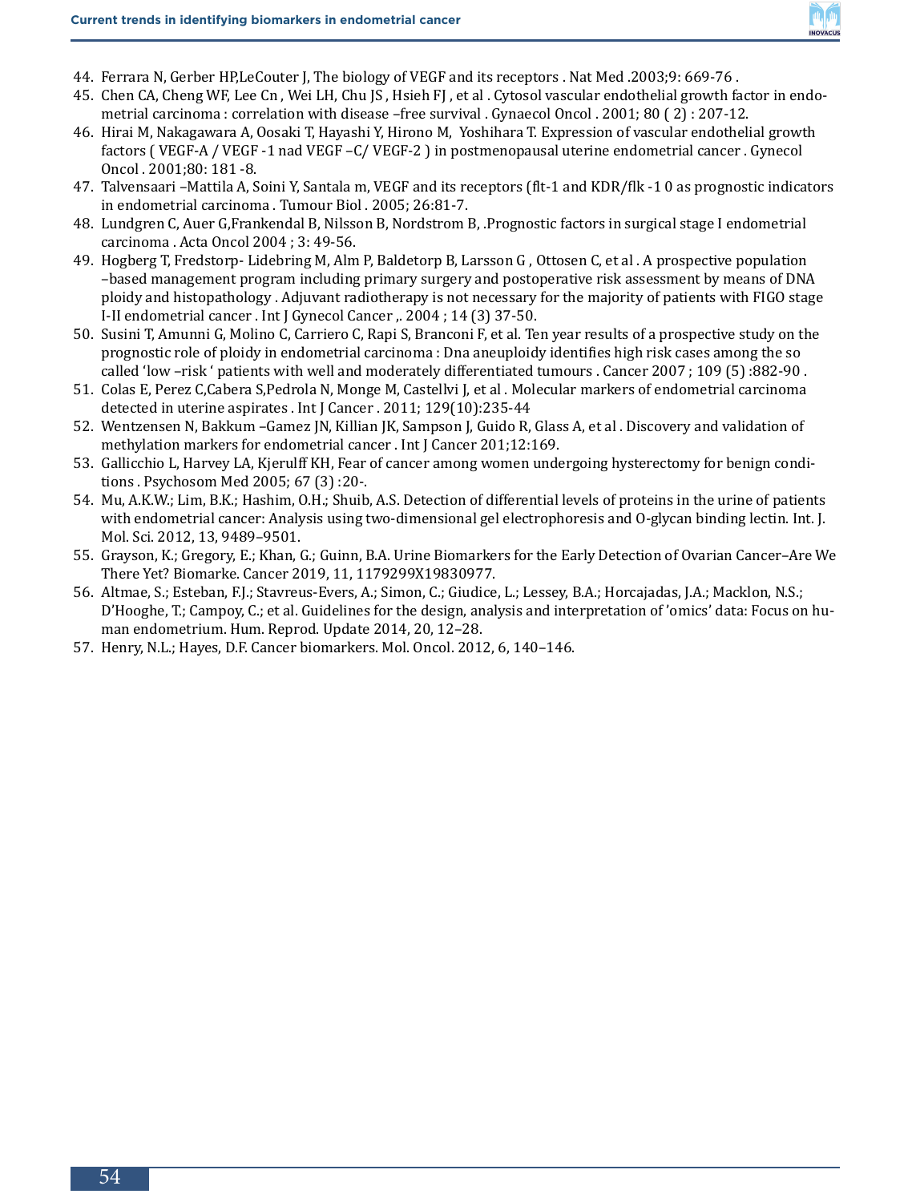44. Ferrara N, Gerber HP,LeCouter J, The biology of VEGF and its receptors . Nat Med .2003;9: 669-76 .
45. Chen CA, Cheng WF, Lee Cn , Wei LH, Chu JS , Hsieh FJ , et al . Cytosol vascular endothelial growth factor in endometrial carcinoma : correlation with disease –free survival . Gynaecol Oncol . 2001; 80 ( 2) : 207-12.
46. Hirai M, Nakagawara A, Oosaki T, Hayashi Y, Hirono M, Yoshihara T. Expression of vascular endothelial growth factors ( VEGF-A / VEGF -1 nad VEGF –C/ VEGF-2 ) in postmenopausal uterine endometrial cancer . Gynecol Oncol . 2001;80: 181 -8.
47. Talvensaari –Mattila A, Soini Y, Santala m, VEGF and its receptors (flt-1 and KDR/flk -1 0 as prognostic indicators in endometrial carcinoma . Tumour Biol . 2005; 26:81-7.
48. Lundgren C, Auer G,Frankendal B, Nilsson B, Nordstrom B, .Prognostic factors in surgical stage I endometrial carcinoma . Acta Oncol 2004 ; 3: 49-56.
49. Hogberg T, Fredstorp- Lidebring M, Alm P, Baldetorp B, Larsson G , Ottosen C, et al . A prospective population –based management program including primary surgery and postoperative risk assessment by means of DNA ploidy and histopathology . Adjuvant radiotherapy is not necessary for the majority of patients with FIGO stage I-II endometrial cancer . Int J Gynecol Cancer ,. 2004 ; 14 (3) 37-50.
50. Susini T, Amunni G, Molino C, Carriero C, Rapi S, Branconi F, et al. Ten year results of a prospective study on the prognostic role of ploidy in endometrial carcinoma : Dna aneuploidy identifies high risk cases among the so called 'low –risk ' patients with well and moderately differentiated tumours . Cancer 2007 ; 109 (5) :882-90 .
51. Colas E, Perez C,Cabera S,Pedrola N, Monge M, Castellvi J, et al . Molecular markers of endometrial carcinoma detected in uterine aspirates . Int J Cancer . 2011; 129(10):235-44
52. Wentzensen N, Bakkum –Gamez JN, Killian JK, Sampson J, Guido R, Glass A, et al . Discovery and validation of methylation markers for endometrial cancer . Int J Cancer 201;12:169.
53. Gallicchio L, Harvey LA, Kjerulff KH, Fear of cancer among women undergoing hysterectomy for benign conditions . Psychosom Med 2005; 67 (3) :20-.
54. Mu, A.K.W.; Lim, B.K.; Hashim, O.H.; Shuib, A.S. Detection of differential levels of proteins in the urine of patients with endometrial cancer: Analysis using two-dimensional gel electrophoresis and O-glycan binding lectin. Int. J. Mol. Sci. 2012, 13, 9489–9501.
55. Grayson, K.; Gregory, E.; Khan, G.; Guinn, B.A. Urine Biomarkers for the Early Detection of Ovarian Cancer–Are We There Yet? Biomarke. Cancer 2019, 11, 1179299X19830977.
56. Altmae, S.; Esteban, F.J.; Stavreus-Evers, A.; Simon, C.; Giudice, L.; Lessey, B.A.; Horcajadas, J.A.; Macklon, N.S.; D'Hooghe, T.; Campoy, C.; et al. Guidelines for the design, analysis and interpretation of 'omics' data: Focus on human endometrium. Hum. Reprod. Update 2014, 20, 12–28.
57. Henry, N.L.; Hayes, D.F. Cancer biomarkers. Mol. Oncol. 2012, 6, 140–146.